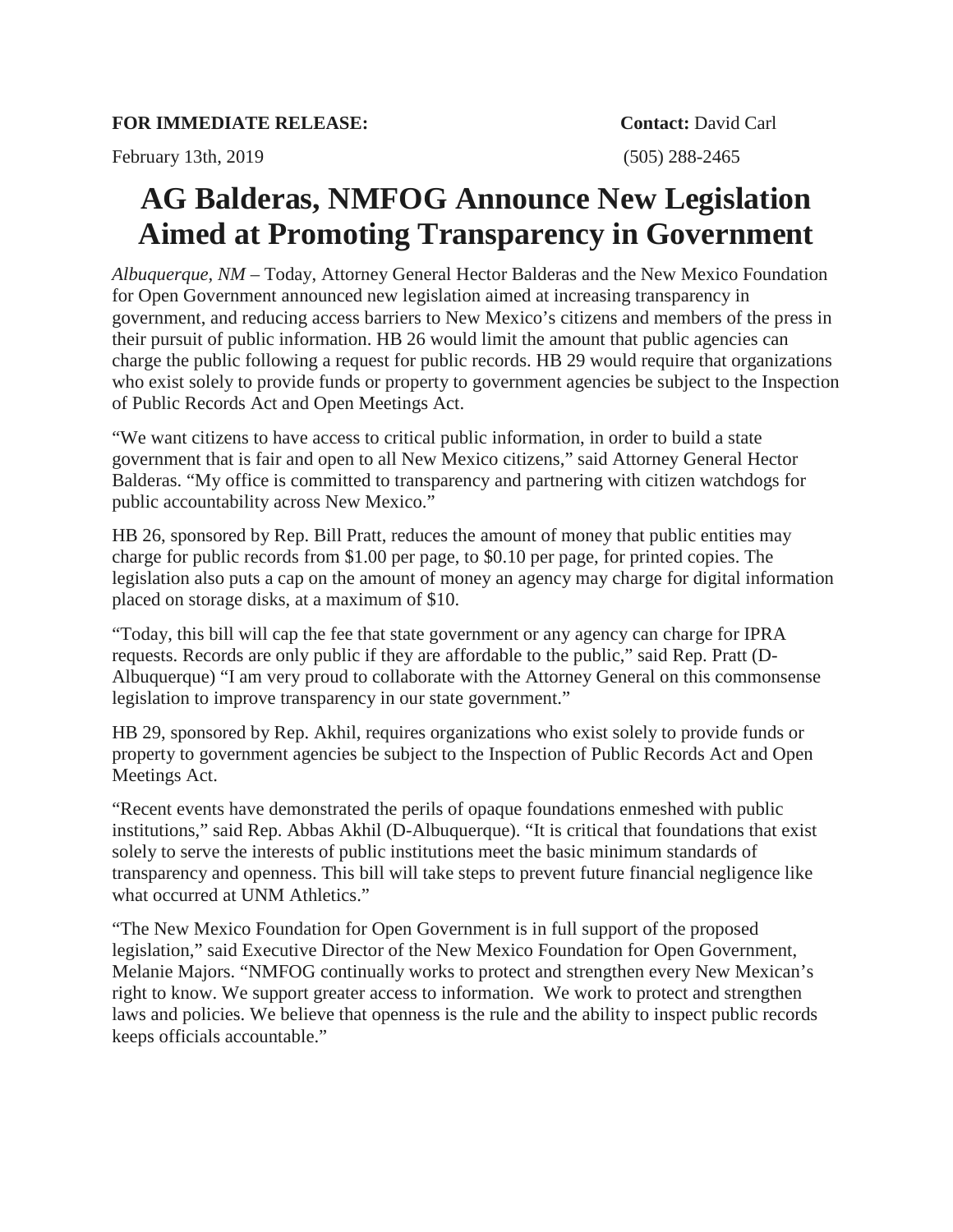**FOR IMMEDIATE RELEASE:** **Contact:** David Carl

February 13th, 2019 (505) 288-2465

# AG Balderas, NMFOG Announce New Legislation Aimed at Promoting Transparency in Government

*Albuquerque, NM* – Today, Attorney General Hector Balderas and the New Mexico Foundation for Open Government announced new legislation aimed at increasing transparency in government, and reducing access barriers to New Mexico's citizens and members of the press in their pursuit of public information. HB 26 would limit the amount that public agencies can charge the public following a request for public records. HB 29 would require that organizations who exist solely to provide funds or property to government agencies be subject to the Inspection of Public Records Act and Open Meetings Act.

"We want citizens to have access to critical public information, in order to build a state government that is fair and open to all New Mexico citizens," said Attorney General Hector Balderas. "My office is committed to transparency and partnering with citizen watchdogs for public accountability across New Mexico."

HB 26, sponsored by Rep. Bill Pratt, reduces the amount of money that public entities may charge for public records from $1.00 per page, to $0.10 per page, for printed copies. The legislation also puts a cap on the amount of money an agency may charge for digital information placed on storage disks, at a maximum of $10.

"Today, this bill will cap the fee that state government or any agency can charge for IPRA requests. Records are only public if they are affordable to the public," said Rep. Pratt (D-Albuquerque) "I am very proud to collaborate with the Attorney General on this commonsense legislation to improve transparency in our state government."

HB 29, sponsored by Rep. Akhil, requires organizations who exist solely to provide funds or property to government agencies be subject to the Inspection of Public Records Act and Open Meetings Act.

"Recent events have demonstrated the perils of opaque foundations enmeshed with public institutions," said Rep. Abbas Akhil (D-Albuquerque). "It is critical that foundations that exist solely to serve the interests of public institutions meet the basic minimum standards of transparency and openness. This bill will take steps to prevent future financial negligence like what occurred at UNM Athletics."

"The New Mexico Foundation for Open Government is in full support of the proposed legislation," said Executive Director of the New Mexico Foundation for Open Government, Melanie Majors. "NMFOG continually works to protect and strengthen every New Mexican's right to know. We support greater access to information. We work to protect and strengthen laws and policies. We believe that openness is the rule and the ability to inspect public records keeps officials accountable."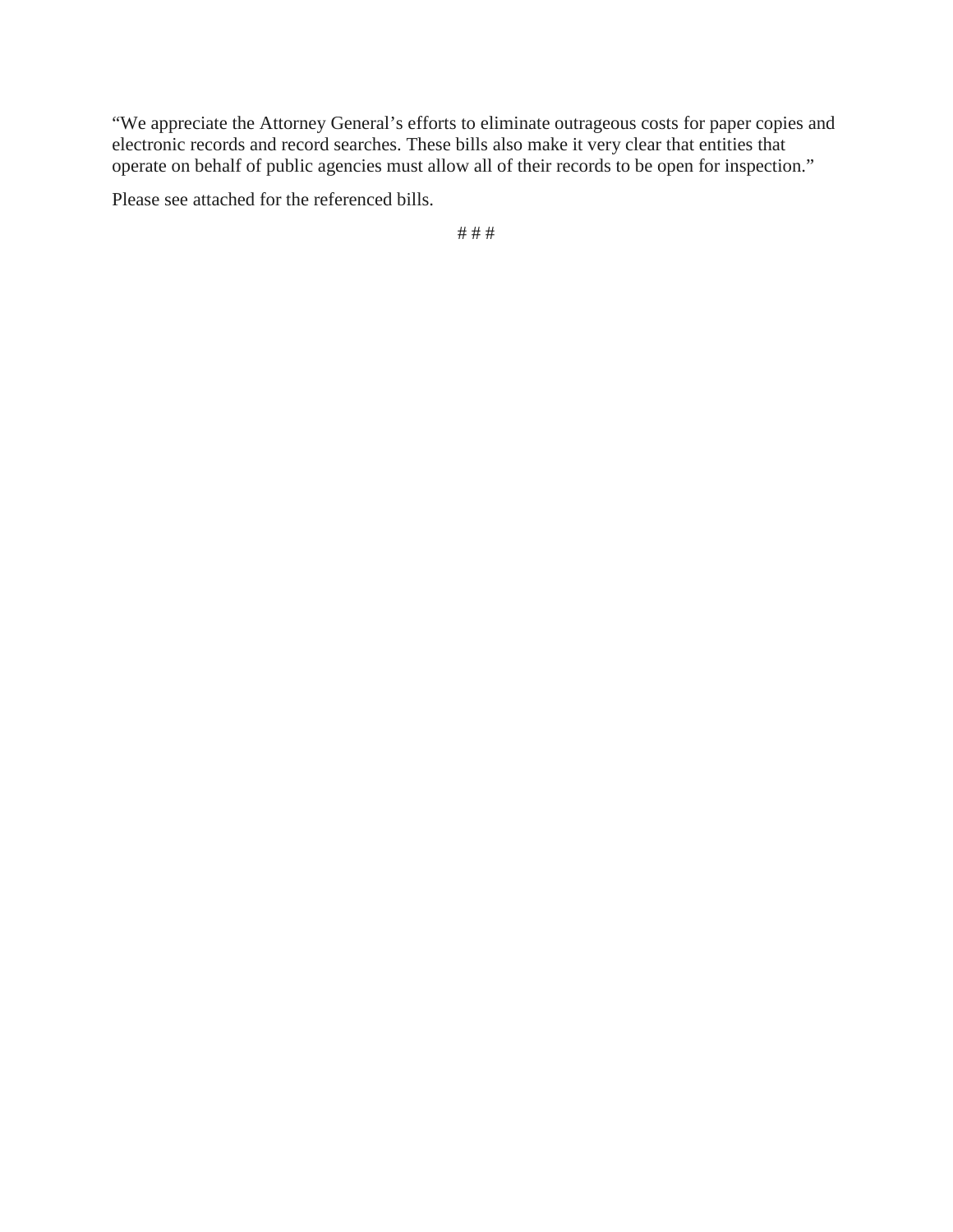“We appreciate the Attorney General’s efforts to eliminate outrageous costs for paper copies and electronic records and record searches. These bills also make it very clear that entities that operate on behalf of public agencies must allow all of their records to be open for inspection.”

Please see attached for the referenced bills.

# # #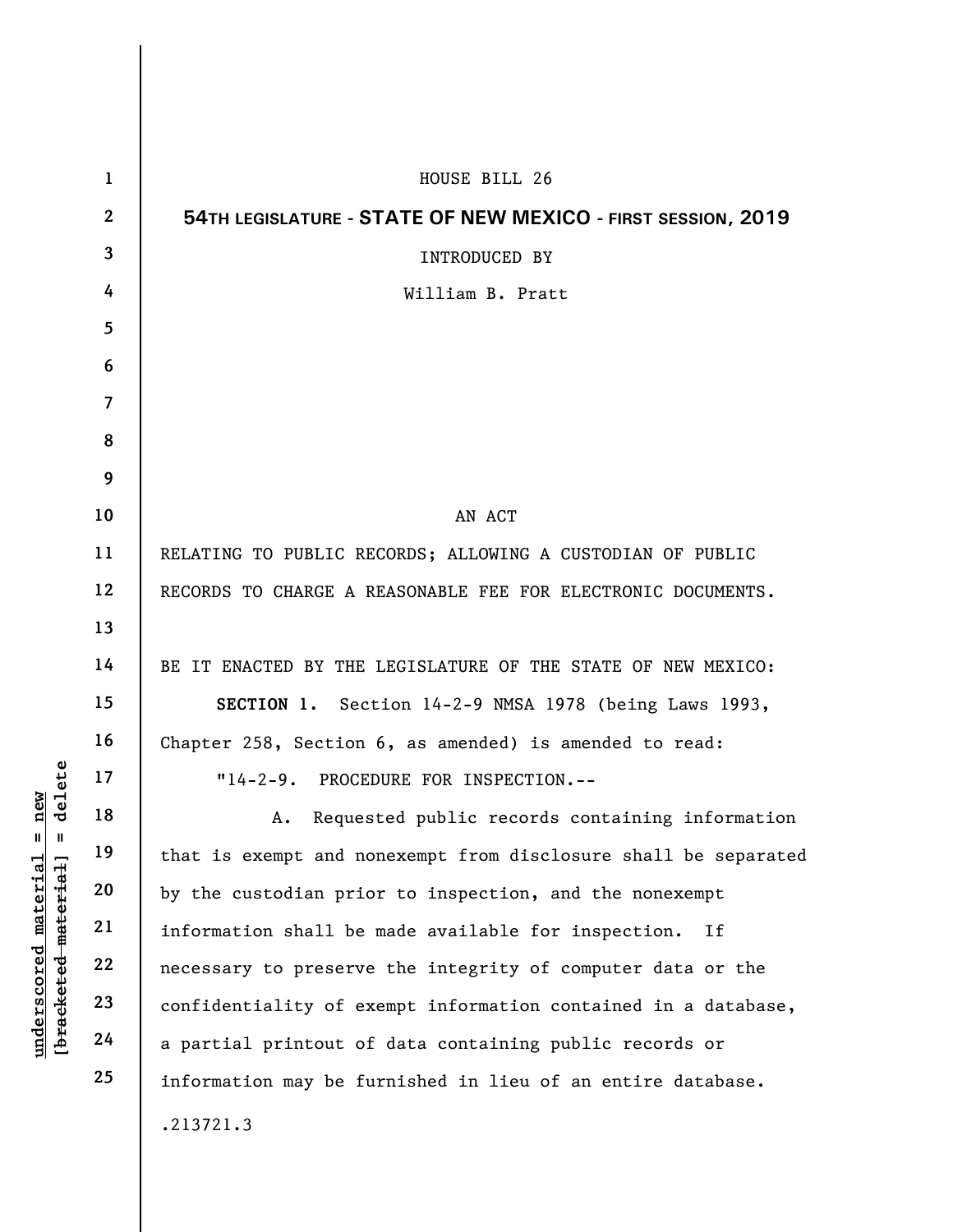HOUSE BILL 26

**54TH LEGISLATURE - STATE OF NEW MEXICO - FIRST SESSION, 2019**

INTRODUCED BY

William B. Pratt

AN ACT

RELATING TO PUBLIC RECORDS; ALLOWING A CUSTODIAN OF PUBLIC RECORDS TO CHARGE A REASONABLE FEE FOR ELECTRONIC DOCUMENTS.

BE IT ENACTED BY THE LEGISLATURE OF THE STATE OF NEW MEXICO:

**SECTION 1.** Section 14-2-9 NMSA 1978 (being Laws 1993, Chapter 258, Section 6, as amended) is amended to read:

"14-2-9. PROCEDURE FOR INSPECTION.--

A. Requested public records containing information that is exempt and nonexempt from disclosure shall be separated by the custodian prior to inspection, and the nonexempt information shall be made available for inspection. If necessary to preserve the integrity of computer data or the confidentiality of exempt information contained in a database, a partial printout of data containing public records or information may be furnished in lieu of an entire database.

.213721.3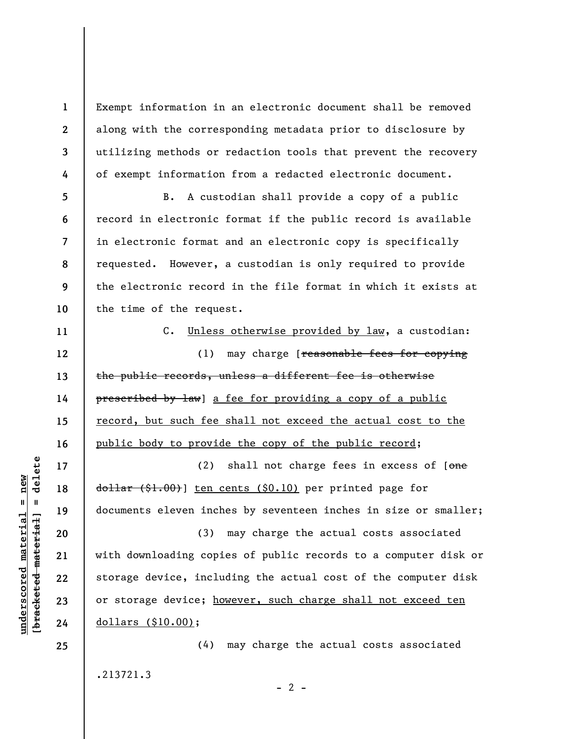Exempt information in an electronic document shall be removed along with the corresponding metadata prior to disclosure by utilizing methods or redaction tools that prevent the recovery of exempt information from a redacted electronic document.

B. A custodian shall provide a copy of a public record in electronic format if the public record is available in electronic format and an electronic copy is specifically requested. However, a custodian is only required to provide the electronic record in the file format in which it exists at the time of the request.

C. <u>Unless otherwise provided by law</u>, a custodian:

(1) may charge [~~reasonable fees for copying the public records, unless a different fee is otherwise prescribed by law~~] <u>a fee for providing a copy of a public record, but such fee shall not exceed the actual cost to the public body to provide the copy of the public record</u>;

(2) shall not charge fees in excess of [~~one dollar ($1.00)~~] <u>ten cents ($0.10)</u> per printed page for documents eleven inches by seventeen inches in size or smaller;

(3) may charge the actual costs associated with downloading copies of public records to a computer disk or storage device, including the actual cost of the computer disk or storage device; <u>however, such charge shall not exceed ten dollars ($10.00)</u>;

(4) may charge the actual costs associated

.213721.3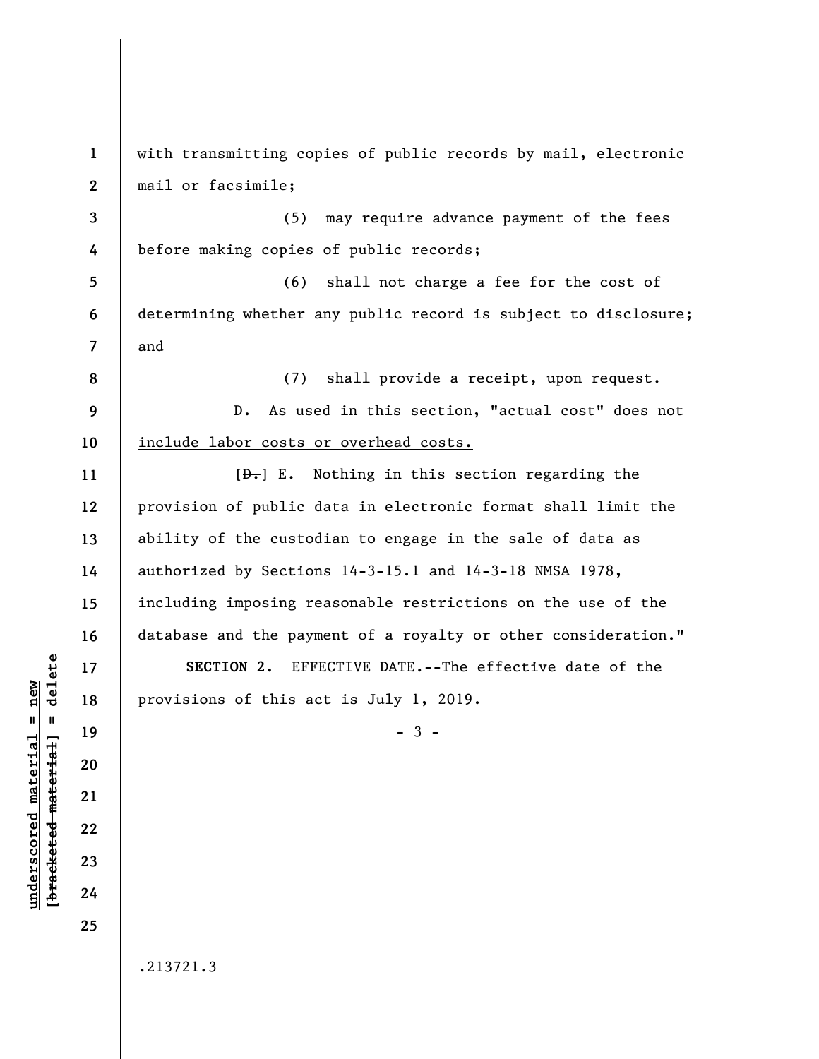with transmitting copies of public records by mail, electronic mail or facsimile;

(5) may require advance payment of the fees before making copies of public records;

(6) shall not charge a fee for the cost of determining whether any public record is subject to disclosure; and

(7) shall provide a receipt, upon request.

D. As used in this section, "actual cost" does not include labor costs or overhead costs.

[D.] E. Nothing in this section regarding the provision of public data in electronic format shall limit the ability of the custodian to engage in the sale of data as authorized by Sections 14-3-15.1 and 14-3-18 NMSA 1978, including imposing reasonable restrictions on the use of the database and the payment of a royalty or other consideration."

**SECTION 2.** EFFECTIVE DATE.--The effective date of the provisions of this act is July 1, 2019.

.213721.3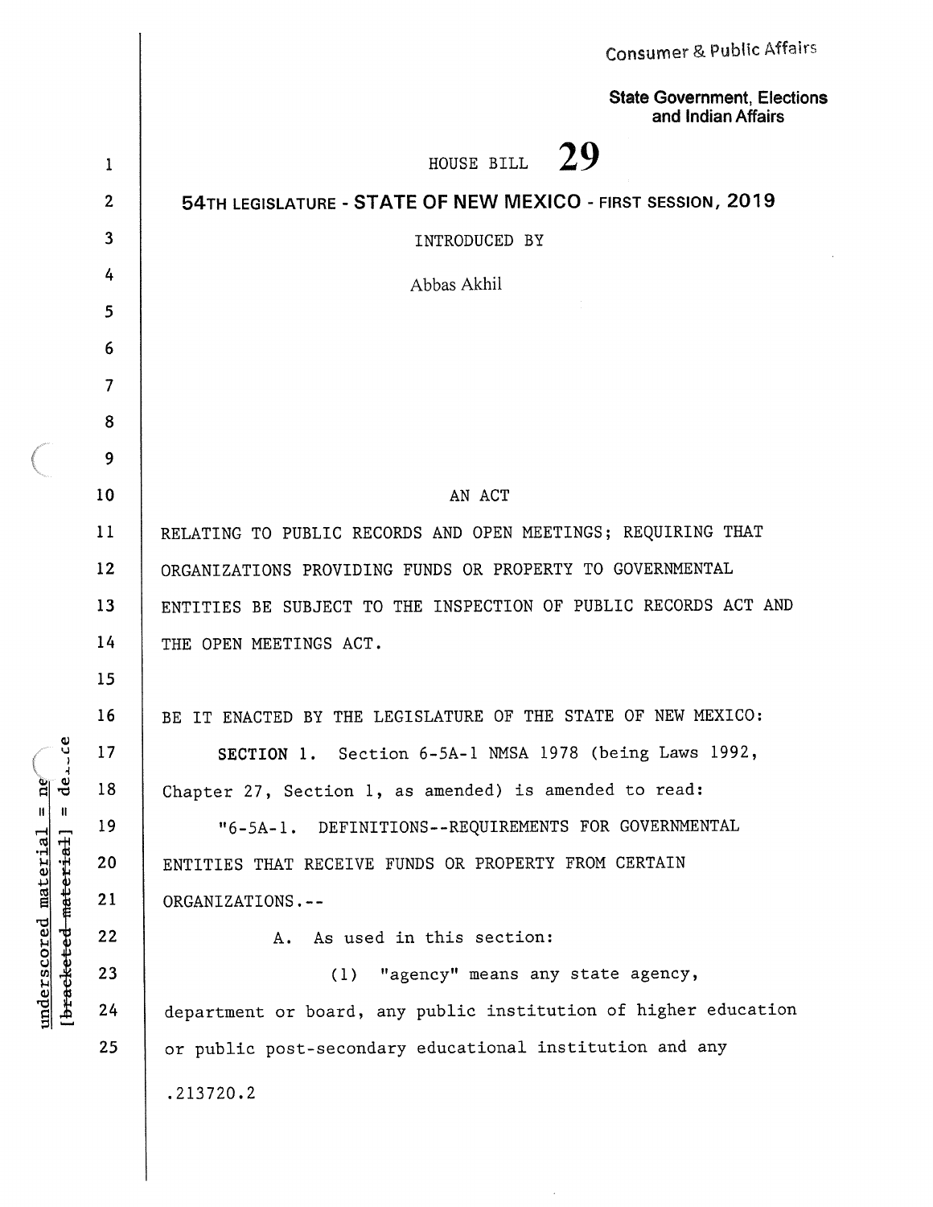Consumer & Public Affairs

**State Government, Elections and Indian Affairs**

HOUSE BILL **29**

**54TH LEGISLATURE - STATE OF NEW MEXICO - FIRST SESSION, 2019**

INTRODUCED BY

Abbas Akhil

AN ACT

RELATING TO PUBLIC RECORDS AND OPEN MEETINGS; REQUIRING THAT ORGANIZATIONS PROVIDING FUNDS OR PROPERTY TO GOVERNMENTAL ENTITIES BE SUBJECT TO THE INSPECTION OF PUBLIC RECORDS ACT AND THE OPEN MEETINGS ACT.

BE IT ENACTED BY THE LEGISLATURE OF THE STATE OF NEW MEXICO:

**SECTION 1.** Section 6-5A-1 NMSA 1978 (being Laws 1992, Chapter 27, Section 1, as amended) is amended to read:

"6-5A-1. DEFINITIONS--REQUIREMENTS FOR GOVERNMENTAL ENTITIES THAT RECEIVE FUNDS OR PROPERTY FROM CERTAIN ORGANIZATIONS.--

A. As used in this section:

(1) "agency" means any state agency, department or board, any public institution of higher education or public post-secondary educational institution and any

.213720.2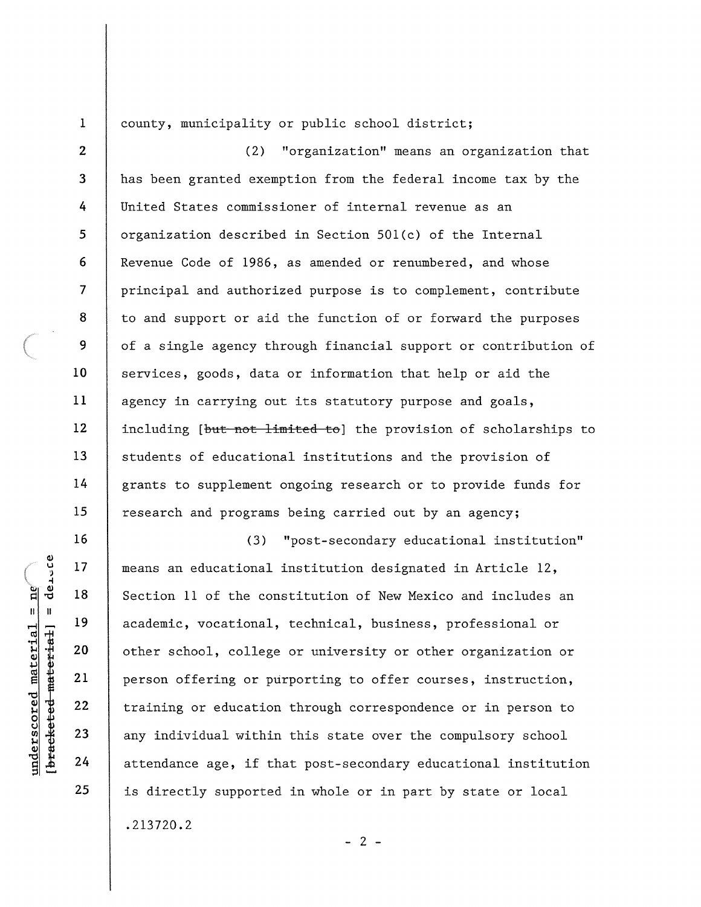county, municipality or public school district;

(2) "organization" means an organization that has been granted exemption from the federal income tax by the United States commissioner of internal revenue as an organization described in Section 501(c) of the Internal Revenue Code of 1986, as amended or renumbered, and whose principal and authorized purpose is to complement, contribute to and support or aid the function of or forward the purposes of a single agency through financial support or contribution of services, goods, data or information that help or aid the agency in carrying out its statutory purpose and goals, including [~~but not limited to~~] the provision of scholarships to students of educational institutions and the provision of grants to supplement ongoing research or to provide funds for research and programs being carried out by an agency;

(3) "post-secondary educational institution" means an educational institution designated in Article 12, Section 11 of the constitution of New Mexico and includes an academic, vocational, technical, business, professional or other school, college or university or other organization or person offering or purporting to offer courses, instruction, training or education through correspondence or in person to any individual within this state over the compulsory school attendance age, if that post-secondary educational institution is directly supported in whole or in part by state or local

.213720.2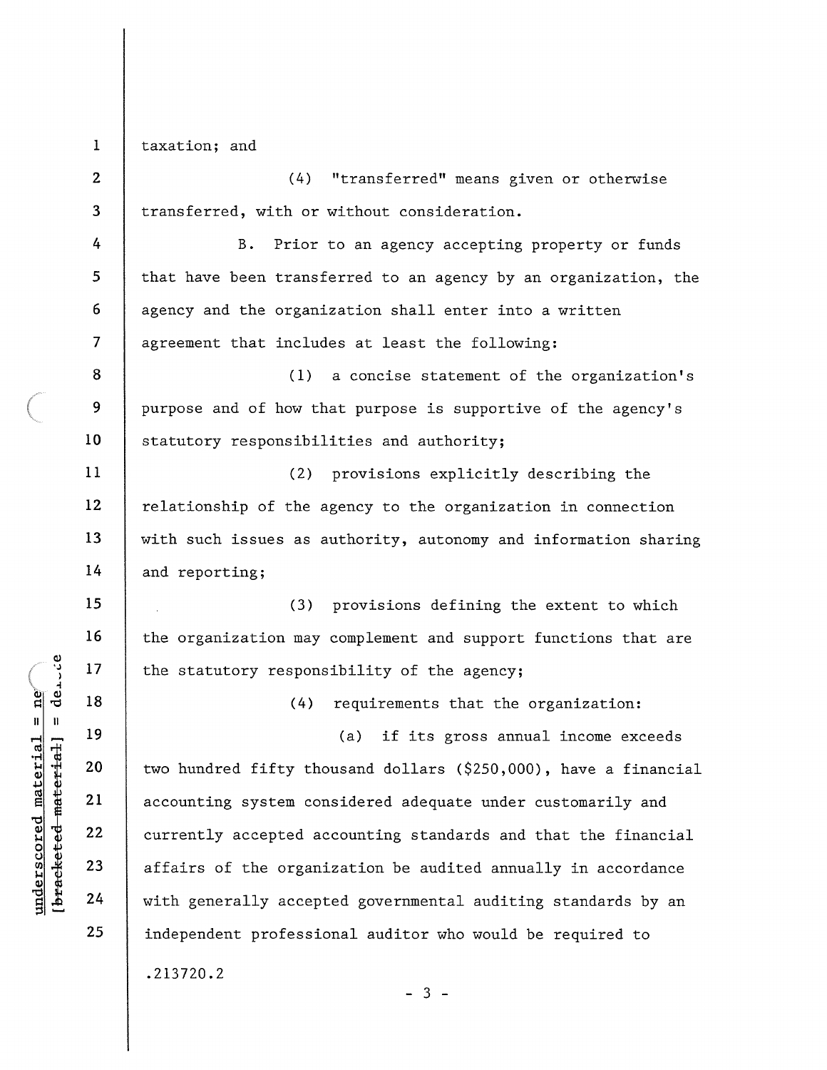taxation; and

(4) "transferred" means given or otherwise transferred, with or without consideration.

B. Prior to an agency accepting property or funds that have been transferred to an agency by an organization, the agency and the organization shall enter into a written agreement that includes at least the following:

(1) a concise statement of the organization's purpose and of how that purpose is supportive of the agency's statutory responsibilities and authority;

(2) provisions explicitly describing the relationship of the agency to the organization in connection with such issues as authority, autonomy and information sharing and reporting;

(3) provisions defining the extent to which the organization may complement and support functions that are the statutory responsibility of the agency;

(4) requirements that the organization:

(a) if its gross annual income exceeds two hundred fifty thousand dollars ($250,000), have a financial accounting system considered adequate under customarily and currently accepted accounting standards and that the financial affairs of the organization be audited annually in accordance with generally accepted governmental auditing standards by an independent professional auditor who would be required to

.213720.2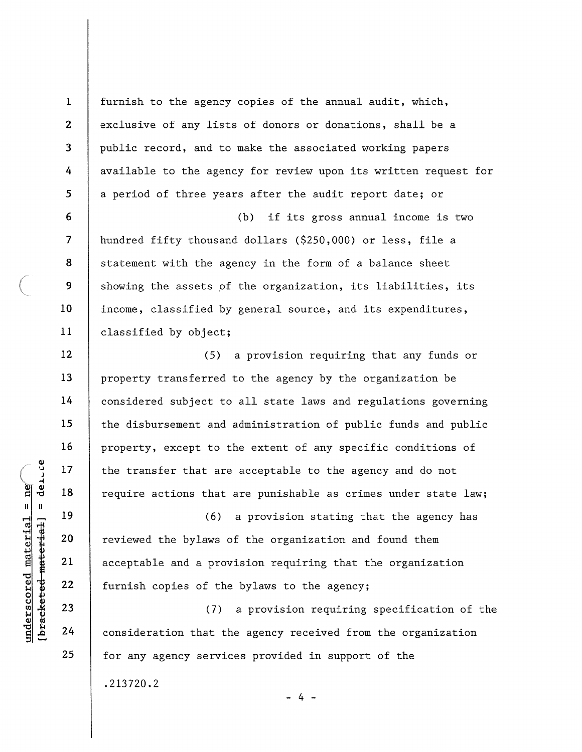furnish to the agency copies of the annual audit, which, exclusive of any lists of donors or donations, shall be a public record, and to make the associated working papers available to the agency for review upon its written request for a period of three years after the audit report date; or

(b) if its gross annual income is two hundred fifty thousand dollars ($250,000) or less, file a statement with the agency in the form of a balance sheet showing the assets of the organization, its liabilities, its income, classified by general source, and its expenditures, classified by object;

(5) a provision requiring that any funds or property transferred to the agency by the organization be considered subject to all state laws and regulations governing the disbursement and administration of public funds and public property, except to the extent of any specific conditions of the transfer that are acceptable to the agency and do not require actions that are punishable as crimes under state law;

(6) a provision stating that the agency has reviewed the bylaws of the organization and found them acceptable and a provision requiring that the organization furnish copies of the bylaws to the agency;

(7) a provision requiring specification of the consideration that the agency received from the organization for any agency services provided in support of the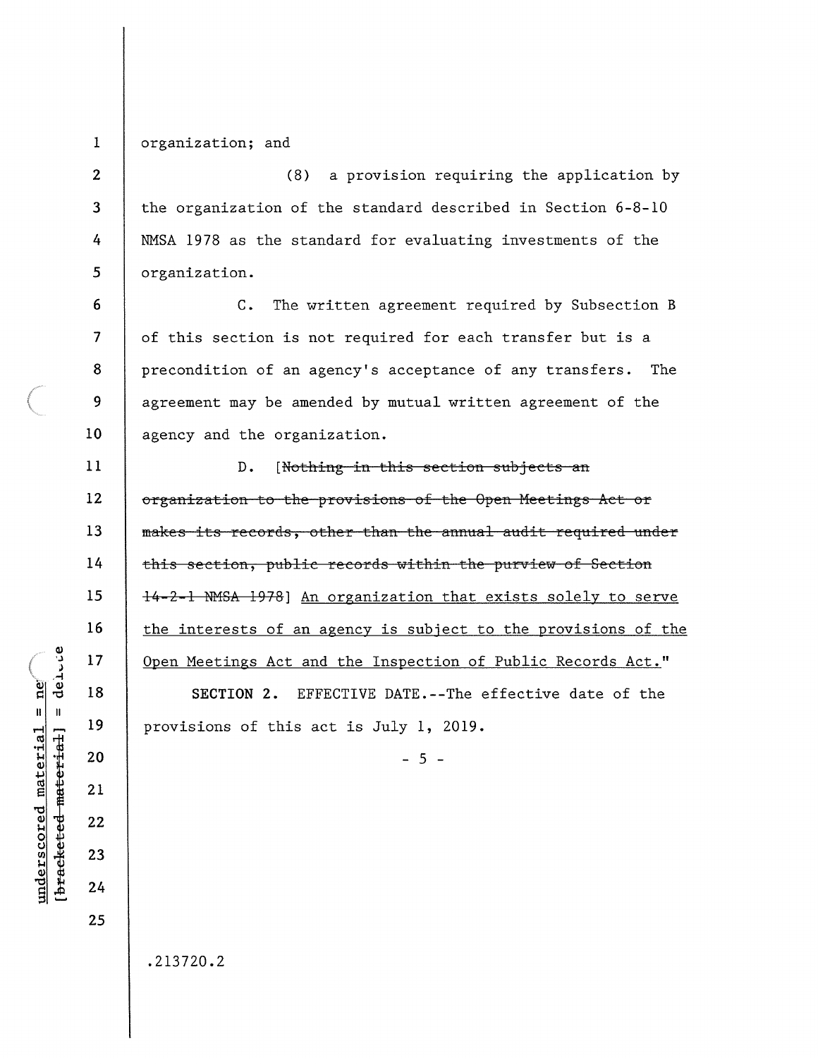organization; and

(8) a provision requiring the application by the organization of the standard described in Section 6-8-10 NMSA 1978 as the standard for evaluating investments of the organization.

C. The written agreement required by Subsection B of this section is not required for each transfer but is a precondition of an agency's acceptance of any transfers. The agreement may be amended by mutual written agreement of the agency and the organization.

D. [~~Nothing in this section subjects an organization to the provisions of the Open Meetings Act or makes its records, other than the annual audit required under this section, public records within the purview of Section 14-2-1 NMSA 1978~~] <u>An organization that exists solely to serve the interests of an agency is subject to the provisions of the Open Meetings Act and the Inspection of Public Records Act.</u>"

**SECTION 2.** EFFECTIVE DATE.--The effective date of the provisions of this act is July 1, 2019.

.213720.2